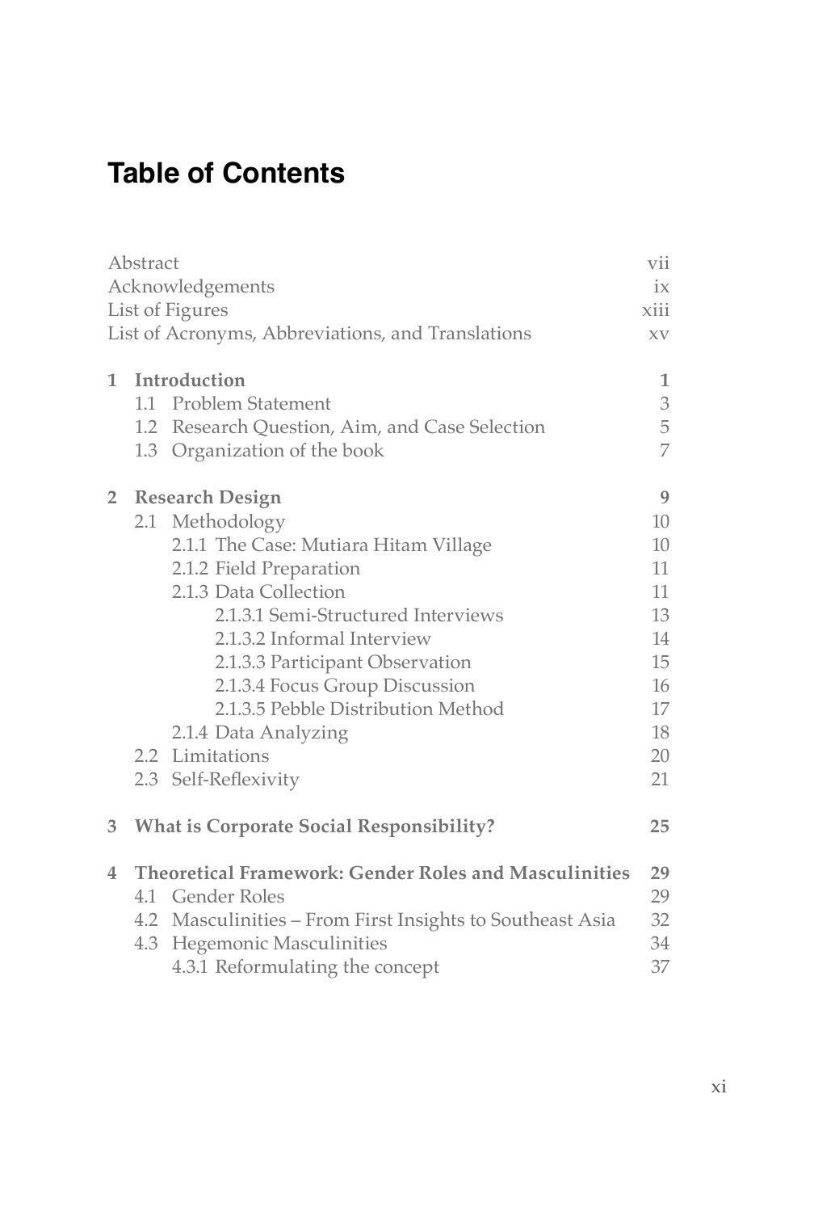# Table of Contents

| | |
|---|---|
| Abstract | vii |
| Acknowledgements | ix |
| List of Figures | xiii |
| List of Acronyms, Abbreviations, and Translations | xv |
| **1 Introduction** | **1** |
| 1.1 Problem Statement | 3 |
| 1.2 Research Question, Aim, and Case Selection | 5 |
| 1.3 Organization of the book | 7 |
| **2 Research Design** | **9** |
| 2.1 Methodology | 10 |
| 2.1.1 The Case: Mutiara Hitam Village | 10 |
| 2.1.2 Field Preparation | 11 |
| 2.1.3 Data Collection | 11 |
| 2.1.3.1 Semi-Structured Interviews | 13 |
| 2.1.3.2 Informal Interview | 14 |
| 2.1.3.3 Participant Observation | 15 |
| 2.1.3.4 Focus Group Discussion | 16 |
| 2.1.3.5 Pebble Distribution Method | 17 |
| 2.1.4 Data Analyzing | 18 |
| 2.2 Limitations | 20 |
| 2.3 Self-Reflexivity | 21 |
| **3 What is Corporate Social Responsibility?** | **25** |
| **4 Theoretical Framework: Gender Roles and Masculinities** | **29** |
| 4.1 Gender Roles | 29 |
| 4.2 Masculinities – From First Insights to Southeast Asia | 32 |
| 4.3 Hegemonic Masculinities | 34 |
| 4.3.1 Reformulating the concept | 37 |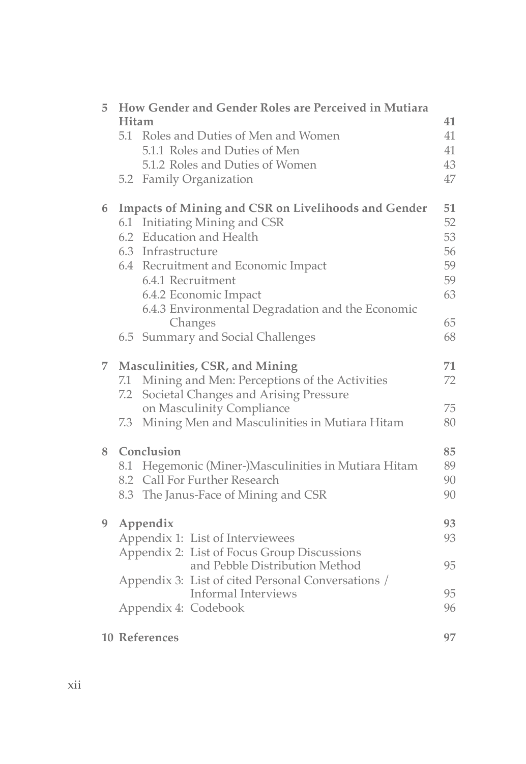5 **How Gender and Gender Roles are Perceived in Mutiara Hitam** 41
- 5.1 Roles and Duties of Men and Women 41
  - 5.1.1 Roles and Duties of Men 41
  - 5.1.2 Roles and Duties of Women 43
- 5.2 Family Organization 47

6 **Impacts of Mining and CSR on Livelihoods and Gender** 51
- 6.1 Initiating Mining and CSR 52
- 6.2 Education and Health 53
- 6.3 Infrastructure 56
- 6.4 Recruitment and Economic Impact 59
  - 6.4.1 Recruitment 59
  - 6.4.2 Economic Impact 63
  - 6.4.3 Environmental Degradation and the Economic Changes 65
- 6.5 Summary and Social Challenges 68

7 **Masculinities, CSR, and Mining** 71
- 7.1 Mining and Men: Perceptions of the Activities 72
- 7.2 Societal Changes and Arising Pressure on Masculinity Compliance 75
- 7.3 Mining Men and Masculinities in Mutiara Hitam 80

8 **Conclusion** 85
- 8.1 Hegemonic (Miner-)Masculinities in Mutiara Hitam 89
- 8.2 Call For Further Research 90
- 8.3 The Janus-Face of Mining and CSR 90

9 **Appendix** 93
- Appendix 1: List of Interviewees 93
- Appendix 2: List of Focus Group Discussions and Pebble Distribution Method 95
- Appendix 3: List of cited Personal Conversations / Informal Interviews 95
- Appendix 4: Codebook 96

10 **References** 97